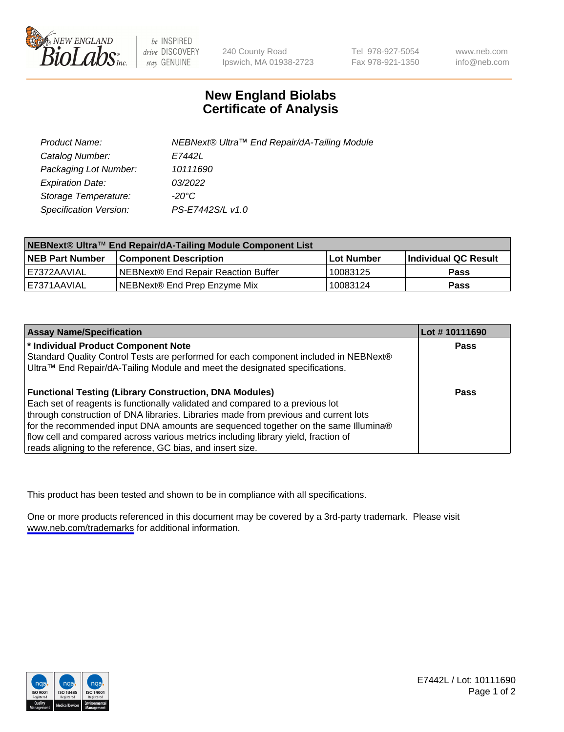# New England Biolabs Certificate of Analysis

| | |
|---|---|
| *Product Name:* | *NEBNext® Ultra™ End Repair/dA-Tailing Module* |
| *Catalog Number:* | *E7442L* |
| *Packaging Lot Number:* | *10111690* |
| *Expiration Date:* | *03/2022* |
| *Storage Temperature:* | *-20°C* |
| *Specification Version:* | *PS-E7442S/L v1.0* |

| NEBNext® Ultra™ End Repair/dA-Tailing Module Component List | | | |
|---|---|---|---|
| **NEB Part Number** | **Component Description** | **Lot Number** | **Individual QC Result** |
| E7372AAVIAL | NEBNext® End Repair Reaction Buffer | 10083125 | **Pass** |
| E7371AAVIAL | NEBNext® End Prep Enzyme Mix | 10083124 | **Pass** |

| Assay Name/Specification | Lot # 10111690 |
|---|---|
| **\* Individual Product Component Note** Standard Quality Control Tests are performed for each component included in NEBNext® Ultra™ End Repair/dA-Tailing Module and meet the designated specifications. | **Pass** |
| **Functional Testing (Library Construction, DNA Modules)** Each set of reagents is functionally validated and compared to a previous lot through construction of DNA libraries. Libraries made from previous and current lots for the recommended input DNA amounts are sequenced together on the same Illumina® flow cell and compared across various metrics including library yield, fraction of reads aligning to the reference, GC bias, and insert size. | **Pass** |

This product has been tested and shown to be in compliance with all specifications.

One or more products referenced in this document may be covered by a 3rd-party trademark. Please visit www.neb.com/trademarks for additional information.

E7442L / Lot: 10111690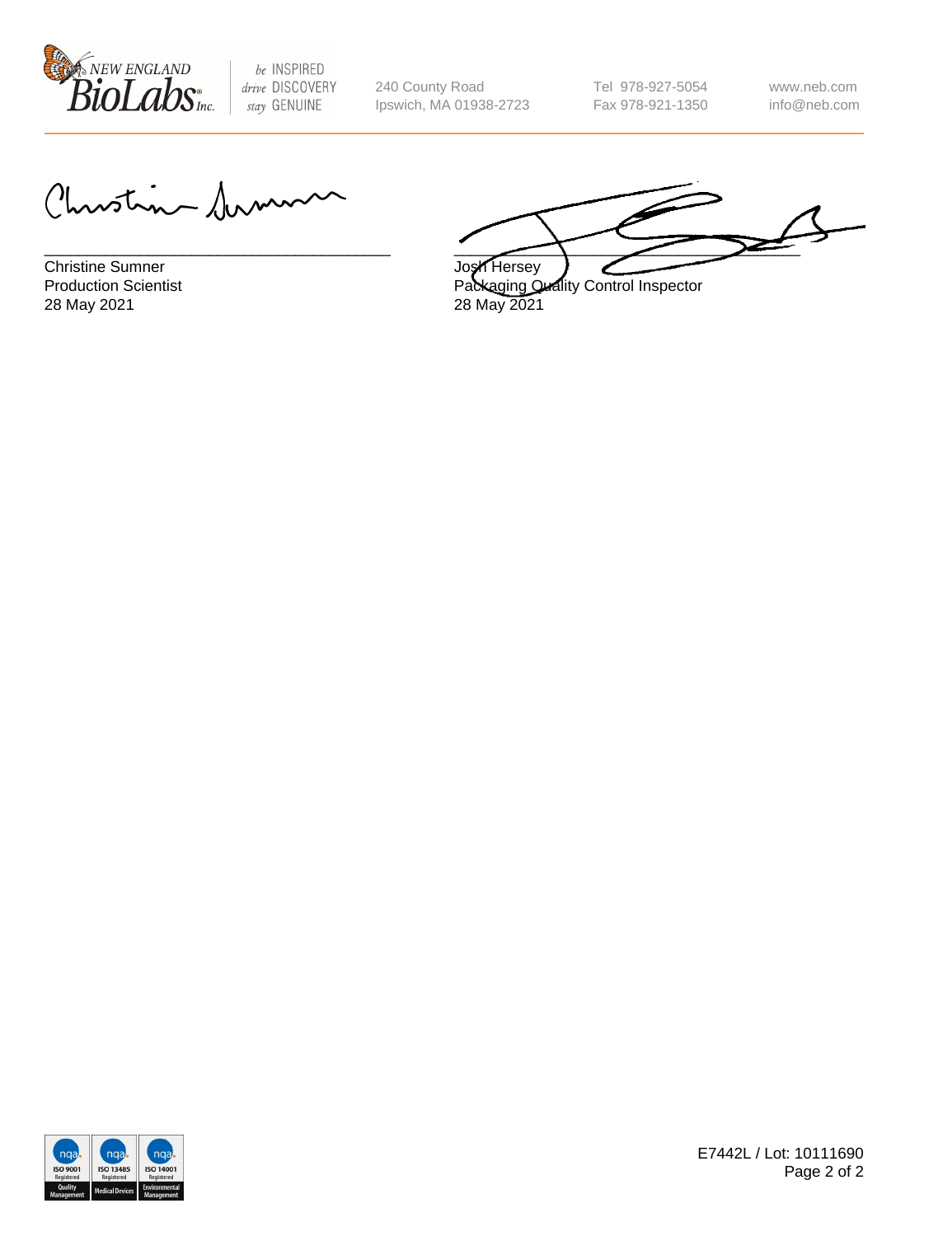Christine Sumner
Production Scientist
28 May 2021

Josh Hersey
Packaging Quality Control Inspector
28 May 2021

E7442L / Lot: 10111690